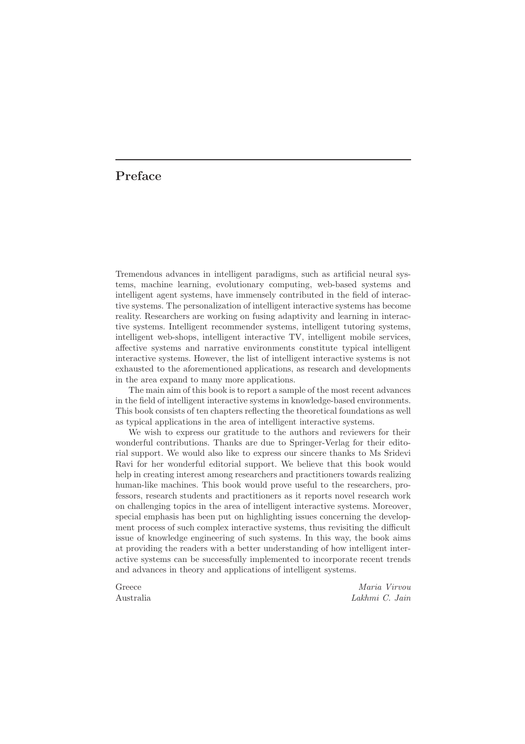# Preface

Tremendous advances in intelligent paradigms, such as artificial neural systems, machine learning, evolutionary computing, web-based systems and intelligent agent systems, have immensely contributed in the field of interactive systems. The personalization of intelligent interactive systems has become reality. Researchers are working on fusing adaptivity and learning in interactive systems. Intelligent recommender systems, intelligent tutoring systems, intelligent web-shops, intelligent interactive TV, intelligent mobile services, affective systems and narrative environments constitute typical intelligent interactive systems. However, the list of intelligent interactive systems is not exhausted to the aforementioned applications, as research and developments in the area expand to many more applications.

The main aim of this book is to report a sample of the most recent advances in the field of intelligent interactive systems in knowledge-based environments. This book consists of ten chapters reflecting the theoretical foundations as well as typical applications in the area of intelligent interactive systems.

We wish to express our gratitude to the authors and reviewers for their wonderful contributions. Thanks are due to Springer-Verlag for their editorial support. We would also like to express our sincere thanks to Ms Sridevi Ravi for her wonderful editorial support. We believe that this book would help in creating interest among researchers and practitioners towards realizing human-like machines. This book would prove useful to the researchers, professors, research students and practitioners as it reports novel research work on challenging topics in the area of intelligent interactive systems. Moreover, special emphasis has been put on highlighting issues concerning the development process of such complex interactive systems, thus revisiting the difficult issue of knowledge engineering of such systems. In this way, the book aims at providing the readers with a better understanding of how intelligent interactive systems can be successfully implemented to incorporate recent trends and advances in theory and applications of intelligent systems.

Greece *Maria Virvou*

Australia *Lakhmi C. Jain*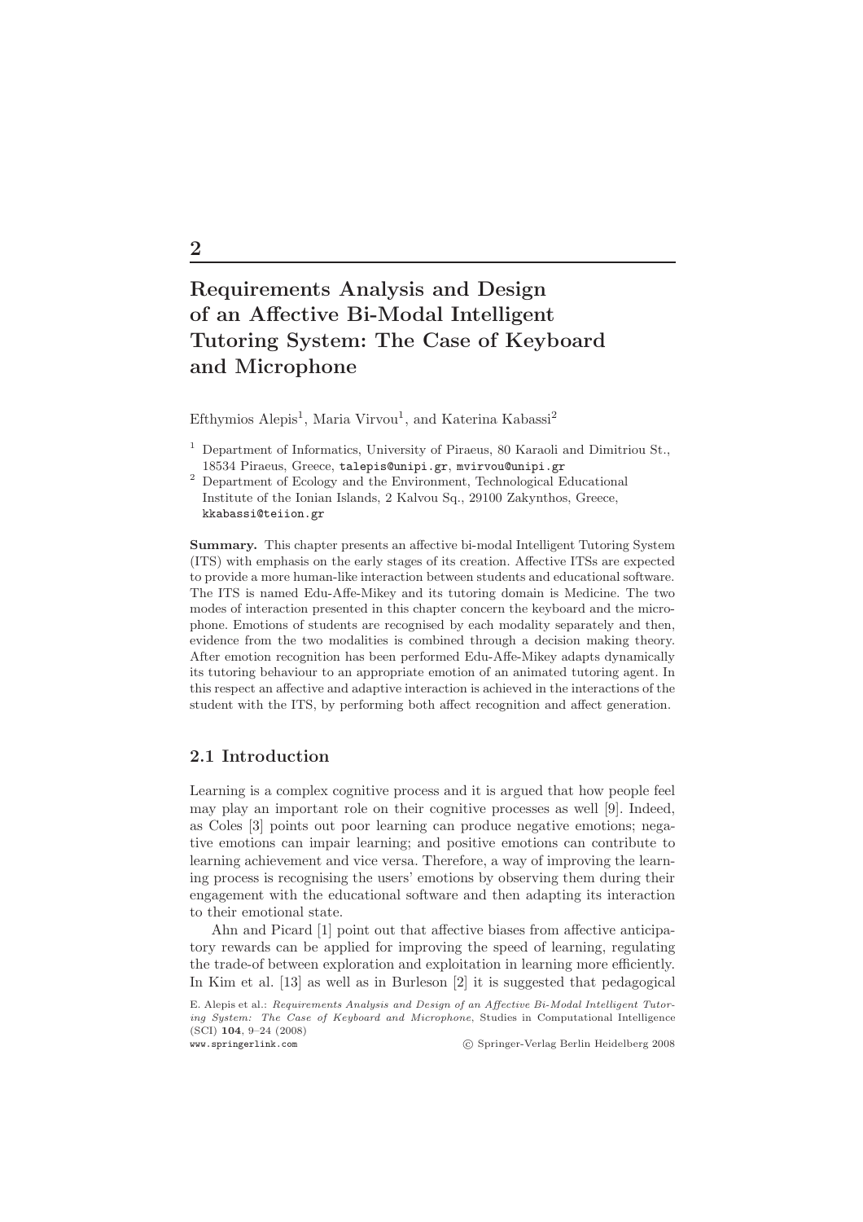# 2

# Requirements Analysis and Design of an Affective Bi-Modal Intelligent Tutoring System: The Case of Keyboard and Microphone

Efthymios Alepis[1], Maria Virvou[1], and Katerina Kabassi[2]

[1] Department of Informatics, University of Piraeus, 80 Karaoli and Dimitriou St., 18534 Piraeus, Greece, talepis@unipi.gr, mvirvou@unipi.gr

[2] Department of Ecology and the Environment, Technological Educational Institute of the Ionian Islands, 2 Kalvou Sq., 29100 Zakynthos, Greece, kkabassi@teiion.gr

**Summary.** This chapter presents an affective bi-modal Intelligent Tutoring System (ITS) with emphasis on the early stages of its creation. Affective ITSs are expected to provide a more human-like interaction between students and educational software. The ITS is named Edu-Affe-Mikey and its tutoring domain is Medicine. The two modes of interaction presented in this chapter concern the keyboard and the microphone. Emotions of students are recognised by each modality separately and then, evidence from the two modalities is combined through a decision making theory. After emotion recognition has been performed Edu-Affe-Mikey adapts dynamically its tutoring behaviour to an appropriate emotion of an animated tutoring agent. In this respect an affective and adaptive interaction is achieved in the interactions of the student with the ITS, by performing both affect recognition and affect generation.

## 2.1 Introduction

Learning is a complex cognitive process and it is argued that how people feel may play an important role on their cognitive processes as well [9]. Indeed, as Coles [3] points out poor learning can produce negative emotions; negative emotions can impair learning; and positive emotions can contribute to learning achievement and vice versa. Therefore, a way of improving the learning process is recognising the users' emotions by observing them during their engagement with the educational software and then adapting its interaction to their emotional state.

Ahn and Picard [1] point out that affective biases from affective anticipatory rewards can be applied for improving the speed of learning, regulating the trade-of between exploration and exploitation in learning more efficiently. In Kim et al. [13] as well as in Burleson [2] it is suggested that pedagogical

E. Alepis et al.: *Requirements Analysis and Design of an Affective Bi-Modal Intelligent Tutoring System: The Case of Keyboard and Microphone*, Studies in Computational Intelligence (SCI) **104**, 9–24 (2008)
www.springerlink.com © Springer-Verlag Berlin Heidelberg 2008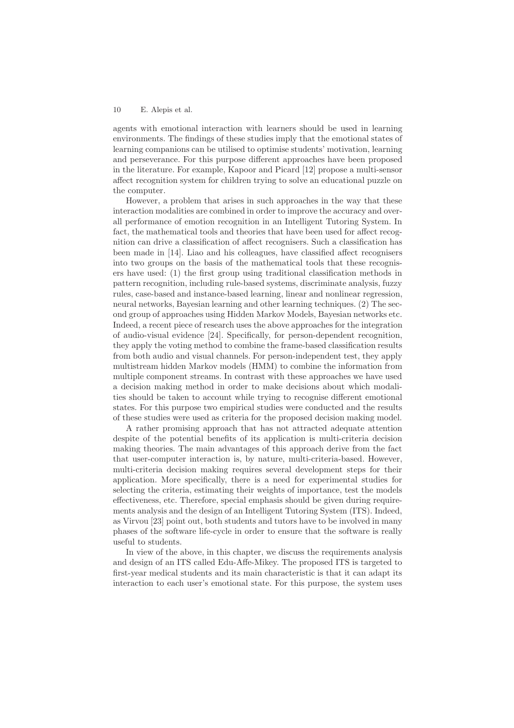agents with emotional interaction with learners should be used in learning environments. The findings of these studies imply that the emotional states of learning companions can be utilised to optimise students' motivation, learning and perseverance. For this purpose different approaches have been proposed in the literature. For example, Kapoor and Picard [12] propose a multi-sensor affect recognition system for children trying to solve an educational puzzle on the computer.

However, a problem that arises in such approaches in the way that these interaction modalities are combined in order to improve the accuracy and overall performance of emotion recognition in an Intelligent Tutoring System. In fact, the mathematical tools and theories that have been used for affect recognition can drive a classification of affect recognisers. Such a classification has been made in [14]. Liao and his colleagues, have classified affect recognisers into two groups on the basis of the mathematical tools that these recognisers have used: (1) the first group using traditional classification methods in pattern recognition, including rule-based systems, discriminate analysis, fuzzy rules, case-based and instance-based learning, linear and nonlinear regression, neural networks, Bayesian learning and other learning techniques. (2) The second group of approaches using Hidden Markov Models, Bayesian networks etc. Indeed, a recent piece of research uses the above approaches for the integration of audio-visual evidence [24]. Specifically, for person-dependent recognition, they apply the voting method to combine the frame-based classification results from both audio and visual channels. For person-independent test, they apply multistream hidden Markov models (HMM) to combine the information from multiple component streams. In contrast with these approaches we have used a decision making method in order to make decisions about which modalities should be taken to account while trying to recognise different emotional states. For this purpose two empirical studies were conducted and the results of these studies were used as criteria for the proposed decision making model.

A rather promising approach that has not attracted adequate attention despite of the potential benefits of its application is multi-criteria decision making theories. The main advantages of this approach derive from the fact that user-computer interaction is, by nature, multi-criteria-based. However, multi-criteria decision making requires several development steps for their application. More specifically, there is a need for experimental studies for selecting the criteria, estimating their weights of importance, test the models effectiveness, etc. Therefore, special emphasis should be given during requirements analysis and the design of an Intelligent Tutoring System (ITS). Indeed, as Virvou [23] point out, both students and tutors have to be involved in many phases of the software life-cycle in order to ensure that the software is really useful to students.

In view of the above, in this chapter, we discuss the requirements analysis and design of an ITS called Edu-Affe-Mikey. The proposed ITS is targeted to first-year medical students and its main characteristic is that it can adapt its interaction to each user's emotional state. For this purpose, the system uses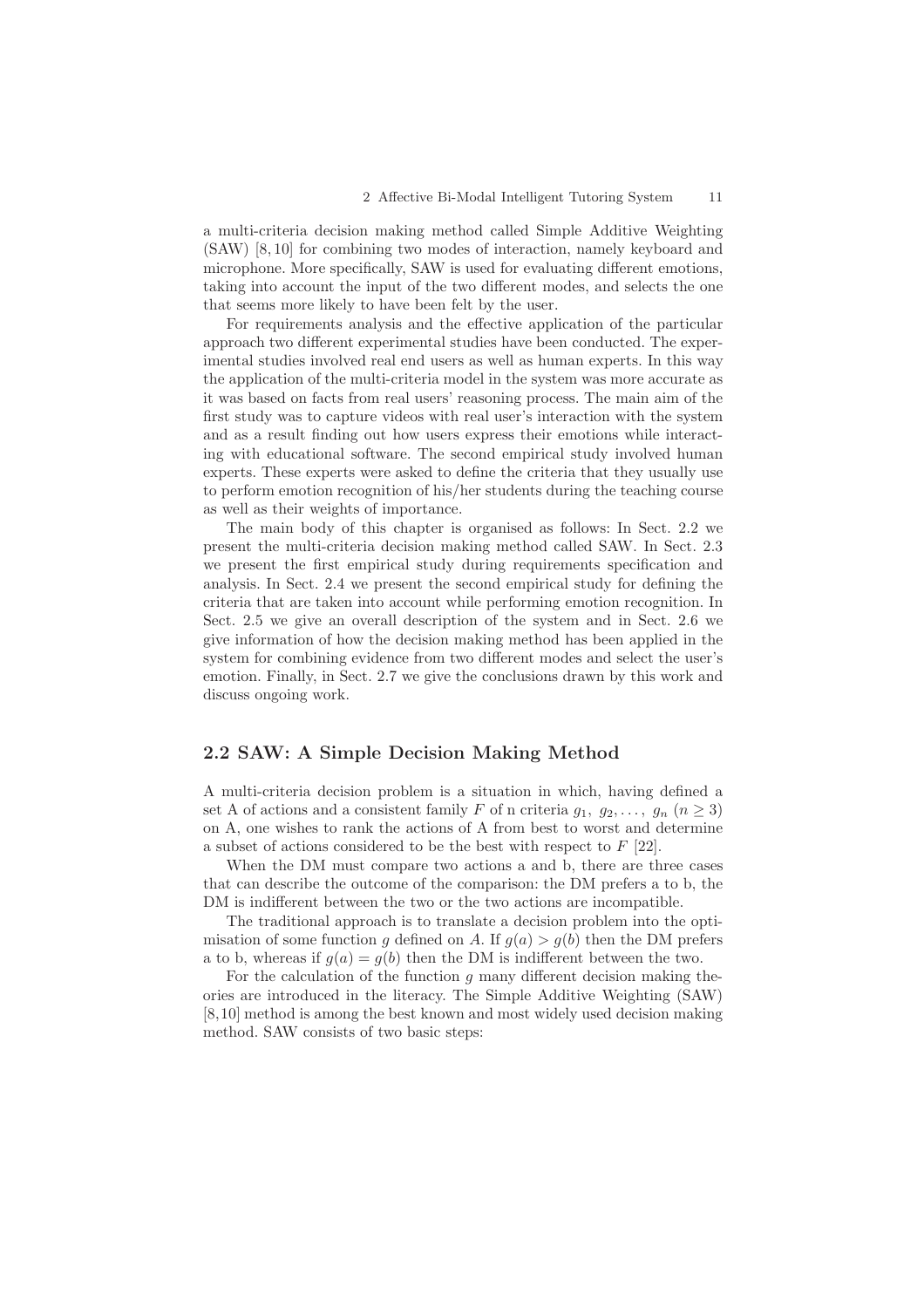a multi-criteria decision making method called Simple Additive Weighting (SAW) [8, 10] for combining two modes of interaction, namely keyboard and microphone. More specifically, SAW is used for evaluating different emotions, taking into account the input of the two different modes, and selects the one that seems more likely to have been felt by the user.

For requirements analysis and the effective application of the particular approach two different experimental studies have been conducted. The experimental studies involved real end users as well as human experts. In this way the application of the multi-criteria model in the system was more accurate as it was based on facts from real users' reasoning process. The main aim of the first study was to capture videos with real user's interaction with the system and as a result finding out how users express their emotions while interacting with educational software. The second empirical study involved human experts. These experts were asked to define the criteria that they usually use to perform emotion recognition of his/her students during the teaching course as well as their weights of importance.

The main body of this chapter is organised as follows: In Sect. 2.2 we present the multi-criteria decision making method called SAW. In Sect. 2.3 we present the first empirical study during requirements specification and analysis. In Sect. 2.4 we present the second empirical study for defining the criteria that are taken into account while performing emotion recognition. In Sect. 2.5 we give an overall description of the system and in Sect. 2.6 we give information of how the decision making method has been applied in the system for combining evidence from two different modes and select the user's emotion. Finally, in Sect. 2.7 we give the conclusions drawn by this work and discuss ongoing work.

## 2.2 SAW: A Simple Decision Making Method

A multi-criteria decision problem is a situation in which, having defined a set A of actions and a consistent family $F$ of n criteria $g_1, g_2, \ldots, g_n$ $(n \geq 3)$ on A, one wishes to rank the actions of A from best to worst and determine a subset of actions considered to be the best with respect to $F$ [22].

When the DM must compare two actions a and b, there are three cases that can describe the outcome of the comparison: the DM prefers a to b, the DM is indifferent between the two or the two actions are incompatible.

The traditional approach is to translate a decision problem into the optimisation of some function $g$ defined on $A$. If $g(a) > g(b)$ then the DM prefers a to b, whereas if $g(a) = g(b)$ then the DM is indifferent between the two.

For the calculation of the function $g$ many different decision making theories are introduced in the literacy. The Simple Additive Weighting (SAW) [8,10] method is among the best known and most widely used decision making method. SAW consists of two basic steps: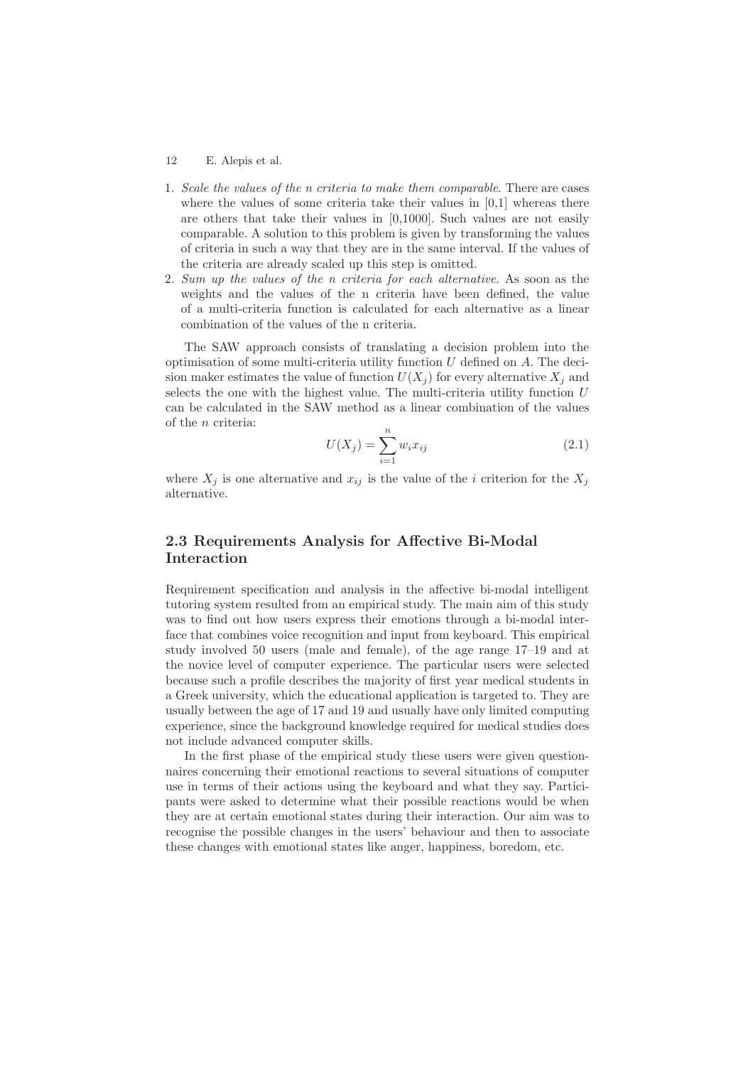1. *Scale the values of the n criteria to make them comparable.* There are cases where the values of some criteria take their values in [0,1] whereas there are others that take their values in [0,1000]. Such values are not easily comparable. A solution to this problem is given by transforming the values of criteria in such a way that they are in the same interval. If the values of the criteria are already scaled up this step is omitted.
2. *Sum up the values of the n criteria for each alternative.* As soon as the weights and the values of the n criteria have been defined, the value of a multi-criteria function is calculated for each alternative as a linear combination of the values of the n criteria.

The SAW approach consists of translating a decision problem into the optimisation of some multi-criteria utility function $U$ defined on $A$. The decision maker estimates the value of function $U(X_j)$ for every alternative $X_j$ and selects the one with the highest value. The multi-criteria utility function $U$ can be calculated in the SAW method as a linear combination of the values of the $n$ criteria:

$$U(X_j) = \sum_{i=1}^{n} w_i x_{ij} \tag{2.1}$$

where $X_j$ is one alternative and $x_{ij}$ is the value of the $i$ criterion for the $X_j$ alternative.

## 2.3 Requirements Analysis for Affective Bi-Modal Interaction

Requirement specification and analysis in the affective bi-modal intelligent tutoring system resulted from an empirical study. The main aim of this study was to find out how users express their emotions through a bi-modal interface that combines voice recognition and input from keyboard. This empirical study involved 50 users (male and female), of the age range 17–19 and at the novice level of computer experience. The particular users were selected because such a profile describes the majority of first year medical students in a Greek university, which the educational application is targeted to. They are usually between the age of 17 and 19 and usually have only limited computing experience, since the background knowledge required for medical studies does not include advanced computer skills.

In the first phase of the empirical study these users were given questionnaires concerning their emotional reactions to several situations of computer use in terms of their actions using the keyboard and what they say. Participants were asked to determine what their possible reactions would be when they are at certain emotional states during their interaction. Our aim was to recognise the possible changes in the users' behaviour and then to associate these changes with emotional states like anger, happiness, boredom, etc.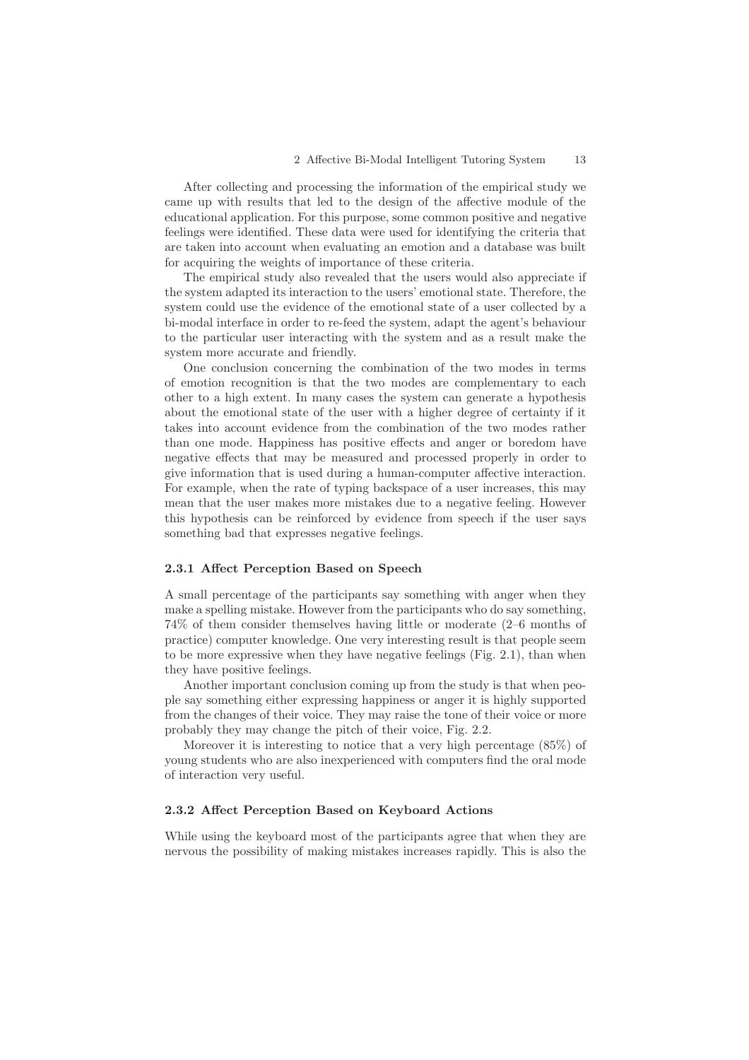After collecting and processing the information of the empirical study we came up with results that led to the design of the affective module of the educational application. For this purpose, some common positive and negative feelings were identified. These data were used for identifying the criteria that are taken into account when evaluating an emotion and a database was built for acquiring the weights of importance of these criteria.

The empirical study also revealed that the users would also appreciate if the system adapted its interaction to the users' emotional state. Therefore, the system could use the evidence of the emotional state of a user collected by a bi-modal interface in order to re-feed the system, adapt the agent's behaviour to the particular user interacting with the system and as a result make the system more accurate and friendly.

One conclusion concerning the combination of the two modes in terms of emotion recognition is that the two modes are complementary to each other to a high extent. In many cases the system can generate a hypothesis about the emotional state of the user with a higher degree of certainty if it takes into account evidence from the combination of the two modes rather than one mode. Happiness has positive effects and anger or boredom have negative effects that may be measured and processed properly in order to give information that is used during a human-computer affective interaction. For example, when the rate of typing backspace of a user increases, this may mean that the user makes more mistakes due to a negative feeling. However this hypothesis can be reinforced by evidence from speech if the user says something bad that expresses negative feelings.

### 2.3.1 Affect Perception Based on Speech

A small percentage of the participants say something with anger when they make a spelling mistake. However from the participants who do say something, 74% of them consider themselves having little or moderate (2–6 months of practice) computer knowledge. One very interesting result is that people seem to be more expressive when they have negative feelings (Fig. 2.1), than when they have positive feelings.

Another important conclusion coming up from the study is that when people say something either expressing happiness or anger it is highly supported from the changes of their voice. They may raise the tone of their voice or more probably they may change the pitch of their voice, Fig. 2.2.

Moreover it is interesting to notice that a very high percentage (85%) of young students who are also inexperienced with computers find the oral mode of interaction very useful.

### 2.3.2 Affect Perception Based on Keyboard Actions

While using the keyboard most of the participants agree that when they are nervous the possibility of making mistakes increases rapidly. This is also the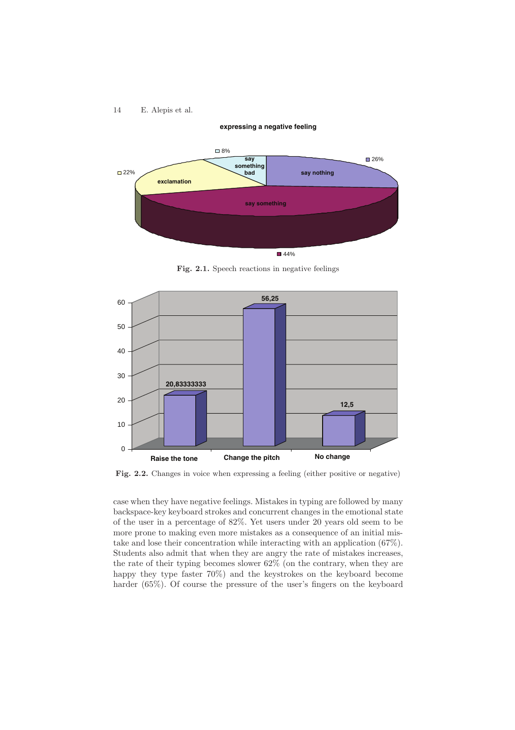Fig. 2.1. Speech reactions in negative feelings

Fig. 2.2. Changes in voice when expressing a feeling (either positive or negative)

case when they have negative feelings. Mistakes in typing are followed by many backspace-key keyboard strokes and concurrent changes in the emotional state of the user in a percentage of 82%. Yet users under 20 years old seem to be more prone to making even more mistakes as a consequence of an initial mistake and lose their concentration while interacting with an application (67%). Students also admit that when they are angry the rate of mistakes increases, the rate of their typing becomes slower 62% (on the contrary, when they are happy they type faster 70%) and the keystrokes on the keyboard become harder (65%). Of course the pressure of the user's fingers on the keyboard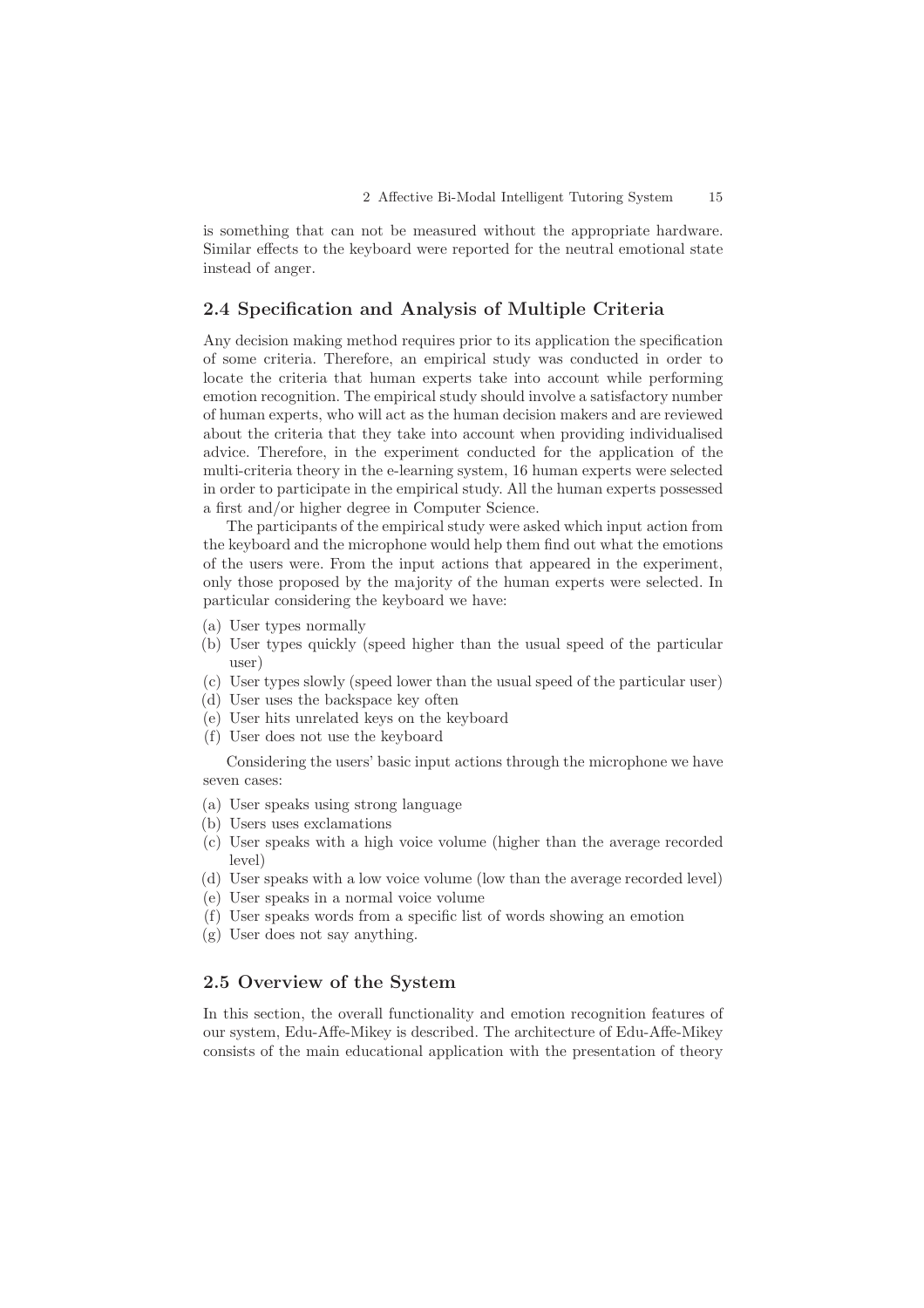is something that can not be measured without the appropriate hardware. Similar effects to the keyboard were reported for the neutral emotional state instead of anger.

## 2.4 Specification and Analysis of Multiple Criteria

Any decision making method requires prior to its application the specification of some criteria. Therefore, an empirical study was conducted in order to locate the criteria that human experts take into account while performing emotion recognition. The empirical study should involve a satisfactory number of human experts, who will act as the human decision makers and are reviewed about the criteria that they take into account when providing individualised advice. Therefore, in the experiment conducted for the application of the multi-criteria theory in the e-learning system, 16 human experts were selected in order to participate in the empirical study. All the human experts possessed a first and/or higher degree in Computer Science.

The participants of the empirical study were asked which input action from the keyboard and the microphone would help them find out what the emotions of the users were. From the input actions that appeared in the experiment, only those proposed by the majority of the human experts were selected. In particular considering the keyboard we have:

(a) User types normally
(b) User types quickly (speed higher than the usual speed of the particular user)
(c) User types slowly (speed lower than the usual speed of the particular user)
(d) User uses the backspace key often
(e) User hits unrelated keys on the keyboard
(f) User does not use the keyboard

Considering the users' basic input actions through the microphone we have seven cases:

(a) User speaks using strong language
(b) Users uses exclamations
(c) User speaks with a high voice volume (higher than the average recorded level)
(d) User speaks with a low voice volume (low than the average recorded level)
(e) User speaks in a normal voice volume
(f) User speaks words from a specific list of words showing an emotion
(g) User does not say anything.

## 2.5 Overview of the System

In this section, the overall functionality and emotion recognition features of our system, Edu-Affe-Mikey is described. The architecture of Edu-Affe-Mikey consists of the main educational application with the presentation of theory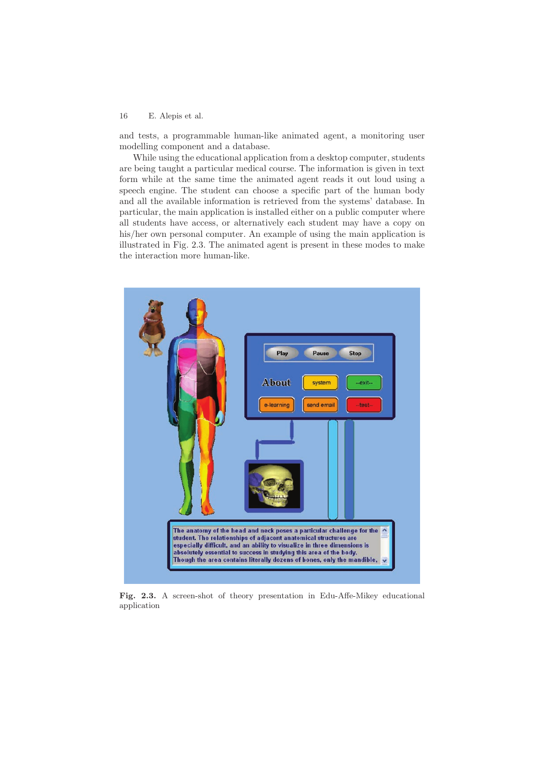and tests, a programmable human-like animated agent, a monitoring user modelling component and a database.

While using the educational application from a desktop computer, students are being taught a particular medical course. The information is given in text form while at the same time the animated agent reads it out loud using a speech engine. The student can choose a specific part of the human body and all the available information is retrieved from the systems' database. In particular, the main application is installed either on a public computer where all students have access, or alternatively each student may have a copy on his/her own personal computer. An example of using the main application is illustrated in Fig. 2.3. The animated agent is present in these modes to make the interaction more human-like.

**Fig. 2.3.** A screen-shot of theory presentation in Edu-Affe-Mikey educational application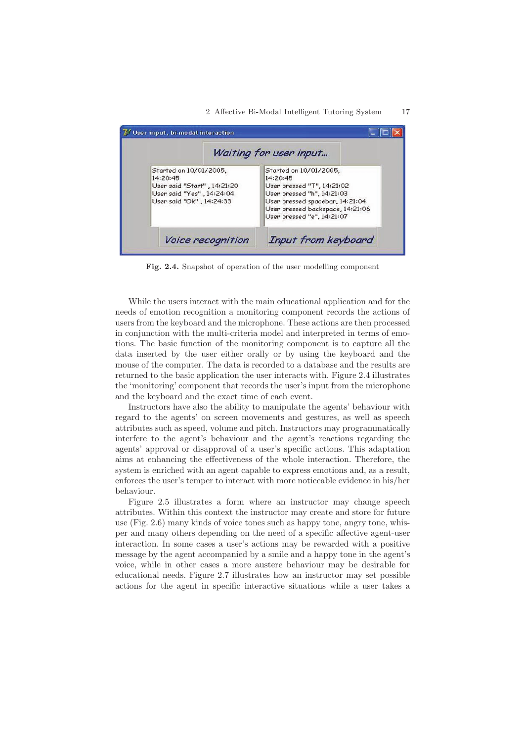User input, bi-modal interaction

Waiting for user input...

Started on 10/01/2005, 14:20:45
User said "Start" , 14:21:20
User said "Yes" , 14:24:04
User said "Ok" , 14:24:33

Started on 10/01/2005, 14:20:45
User pressed "T", 14:21:02
User pressed "h", 14:21:03
User pressed spacebar, 14:21:04
User pressed backspace, 14:21:06
User pressed "e", 14:21:07

Voice recognition

Input from keyboard

**Fig. 2.4.** Snapshot of operation of the user modelling component

While the users interact with the main educational application and for the needs of emotion recognition a monitoring component records the actions of users from the keyboard and the microphone. These actions are then processed in conjunction with the multi-criteria model and interpreted in terms of emotions. The basic function of the monitoring component is to capture all the data inserted by the user either orally or by using the keyboard and the mouse of the computer. The data is recorded to a database and the results are returned to the basic application the user interacts with. Figure 2.4 illustrates the 'monitoring' component that records the user's input from the microphone and the keyboard and the exact time of each event.

Instructors have also the ability to manipulate the agents' behaviour with regard to the agents' on screen movements and gestures, as well as speech attributes such as speed, volume and pitch. Instructors may programmatically interfere to the agent's behaviour and the agent's reactions regarding the agents' approval or disapproval of a user's specific actions. This adaptation aims at enhancing the effectiveness of the whole interaction. Therefore, the system is enriched with an agent capable to express emotions and, as a result, enforces the user's temper to interact with more noticeable evidence in his/her behaviour.

Figure 2.5 illustrates a form where an instructor may change speech attributes. Within this context the instructor may create and store for future use (Fig. 2.6) many kinds of voice tones such as happy tone, angry tone, whisper and many others depending on the need of a specific affective agent-user interaction. In some cases a user's actions may be rewarded with a positive message by the agent accompanied by a smile and a happy tone in the agent's voice, while in other cases a more austere behaviour may be desirable for educational needs. Figure 2.7 illustrates how an instructor may set possible actions for the agent in specific interactive situations while a user takes a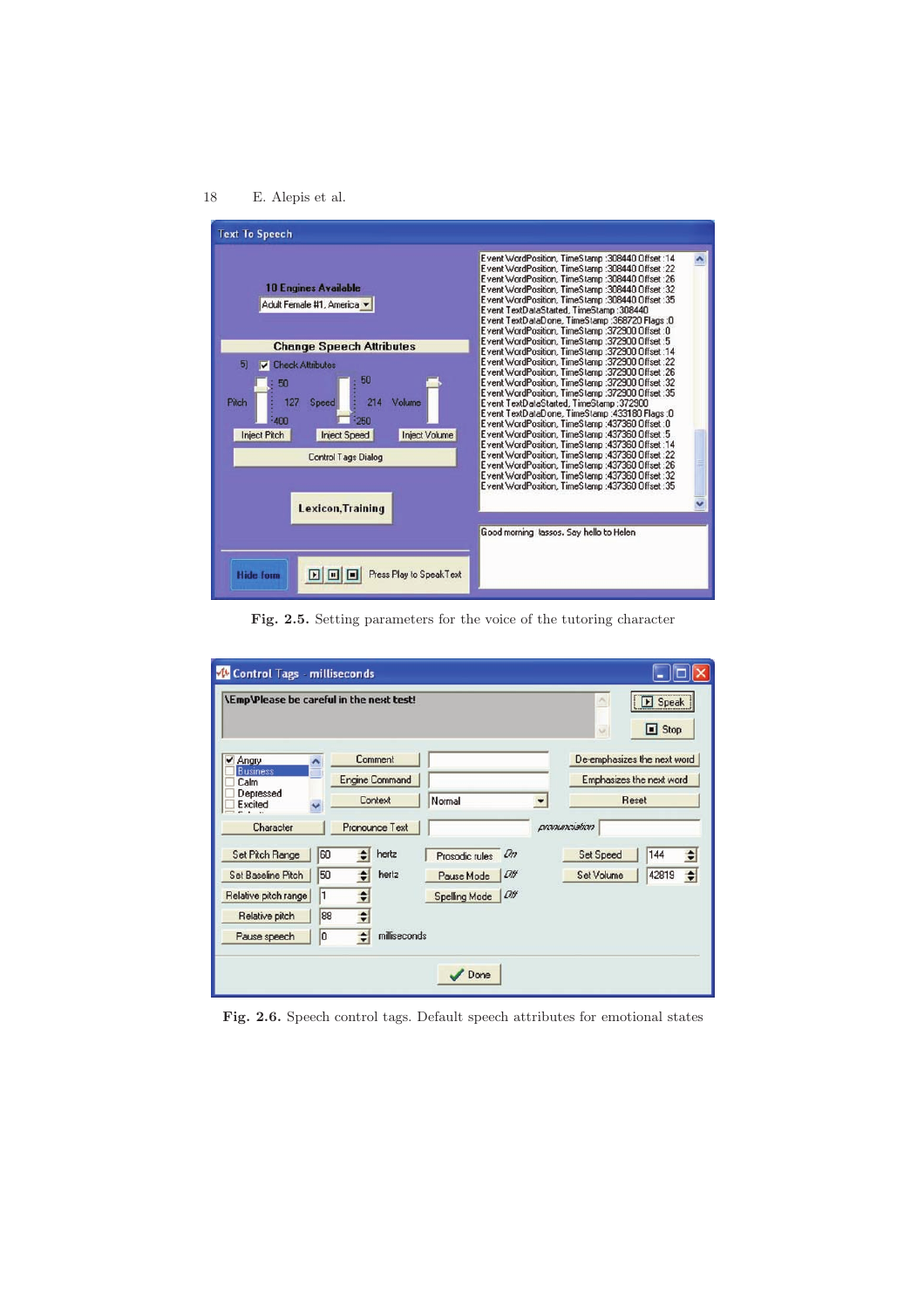Fig. 2.5. Setting parameters for the voice of the tutoring character

Fig. 2.6. Speech control tags. Default speech attributes for emotional states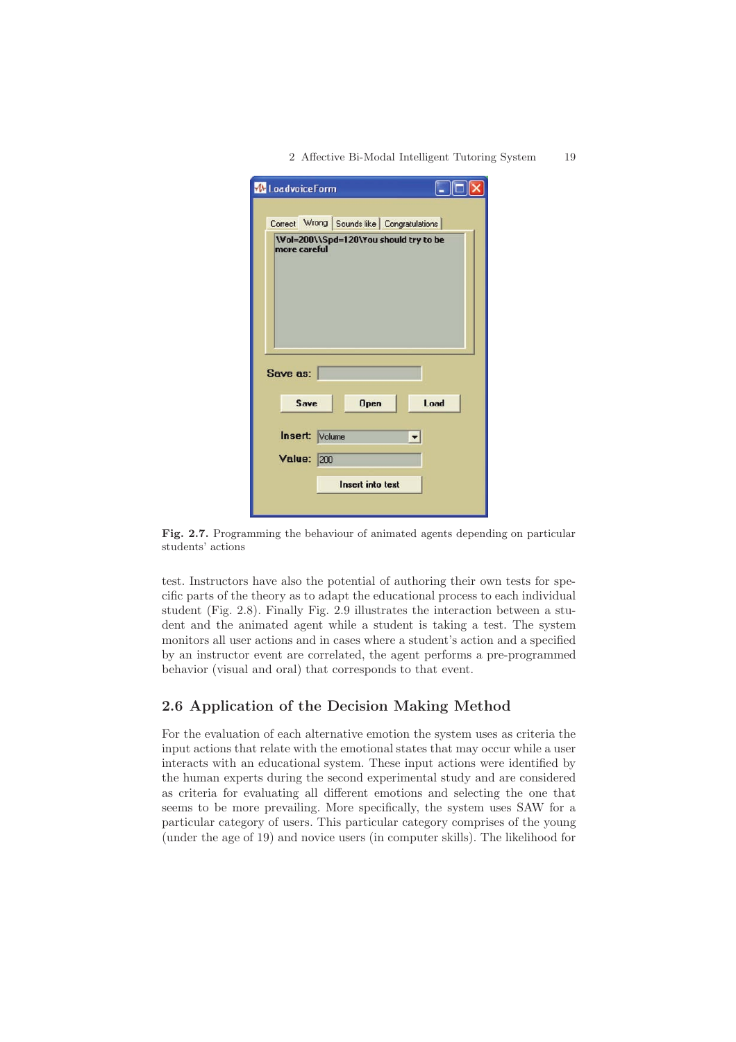Fig. 2.7. Programming the behaviour of animated agents depending on particular students' actions

test. Instructors have also the potential of authoring their own tests for specific parts of the theory as to adapt the educational process to each individual student (Fig. 2.8). Finally Fig. 2.9 illustrates the interaction between a student and the animated agent while a student is taking a test. The system monitors all user actions and in cases where a student's action and a specified by an instructor event are correlated, the agent performs a pre-programmed behavior (visual and oral) that corresponds to that event.

## 2.6 Application of the Decision Making Method

For the evaluation of each alternative emotion the system uses as criteria the input actions that relate with the emotional states that may occur while a user interacts with an educational system. These input actions were identified by the human experts during the second experimental study and are considered as criteria for evaluating all different emotions and selecting the one that seems to be more prevailing. More specifically, the system uses SAW for a particular category of users. This particular category comprises of the young (under the age of 19) and novice users (in computer skills). The likelihood for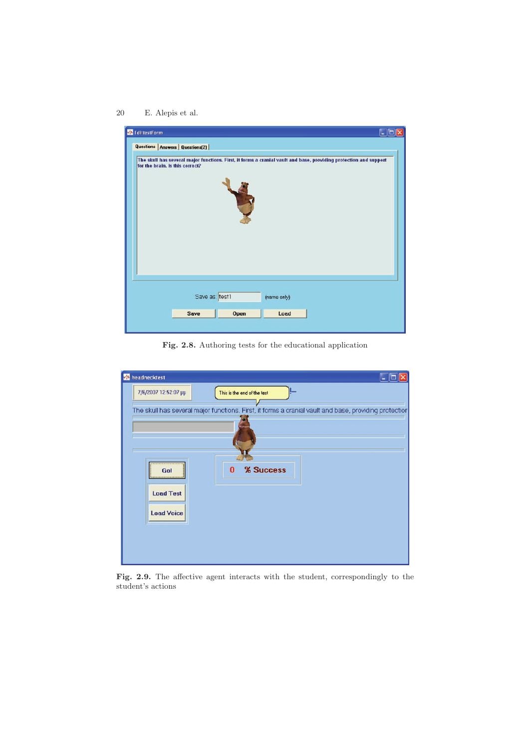**Fig. 2.8.** Authoring tests for the educational application

**Fig. 2.9.** The affective agent interacts with the student, correspondingly to the student's actions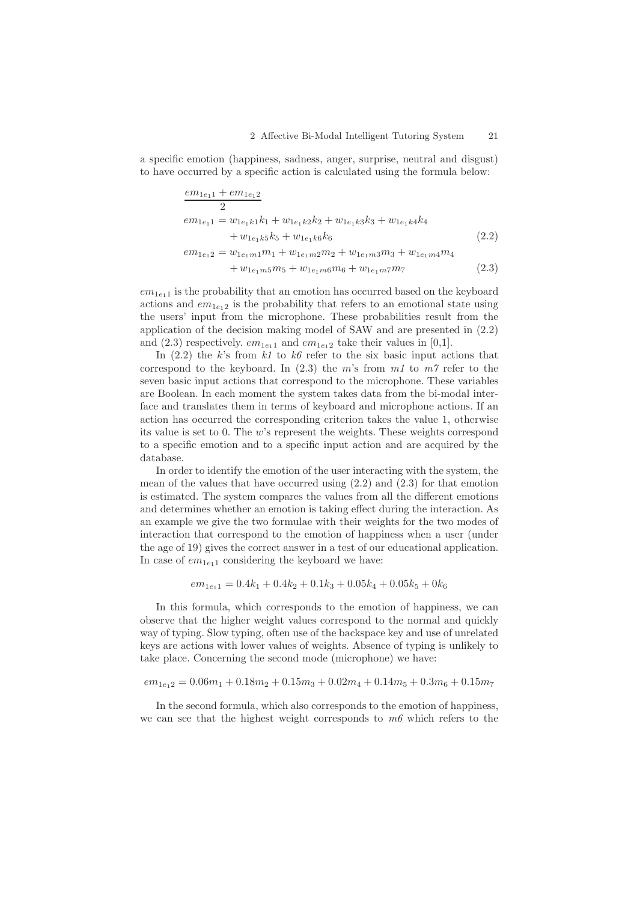a specific emotion (happiness, sadness, anger, surprise, neutral and disgust) to have occurred by a specific action is calculated using the formula below:

$$\frac{em_{1e_1 1} + em_{1e_1 2}}{2}$$

$$em_{1e_1 1} = w_{1e_1 k1}k_1 + w_{1e_1 k2}k_2 + w_{1e_1 k3}k_3 + w_{1e_1 k4}k_4 + w_{1e_1 k5}k_5 + w_{1e_1 k6}k_6 \tag{2.2}$$

$$em_{1e_1 2} = w_{1e_1 m1}m_1 + w_{1e_1 m2}m_2 + w_{1e_1 m3}m_3 + w_{1e_1 m4}m_4 + w_{1e_1 m5}m_5 + w_{1e_1 m6}m_6 + w_{1e_1 m7}m_7 \tag{2.3}$$

$em_{1e_1 1}$ is the probability that an emotion has occurred based on the keyboard actions and $em_{1e_1 2}$ is the probability that refers to an emotional state using the users' input from the microphone. These probabilities result from the application of the decision making model of SAW and are presented in (2.2) and (2.3) respectively. $em_{1e_1 1}$ and $em_{1e_1 2}$ take their values in [0,1].

In (2.2) the *k*'s from *k1* to *k6* refer to the six basic input actions that correspond to the keyboard. In (2.3) the *m*'s from *m1* to *m7* refer to the seven basic input actions that correspond to the microphone. These variables are Boolean. In each moment the system takes data from the bi-modal interface and translates them in terms of keyboard and microphone actions. If an action has occurred the corresponding criterion takes the value 1, otherwise its value is set to 0. The *w*'s represent the weights. These weights correspond to a specific emotion and to a specific input action and are acquired by the database.

In order to identify the emotion of the user interacting with the system, the mean of the values that have occurred using (2.2) and (2.3) for that emotion is estimated. The system compares the values from all the different emotions and determines whether an emotion is taking effect during the interaction. As an example we give the two formulae with their weights for the two modes of interaction that correspond to the emotion of happiness when a user (under the age of 19) gives the correct answer in a test of our educational application. In case of $em_{1e_1 1}$ considering the keyboard we have:

$$em_{1e_1 1} = 0.4k_1 + 0.4k_2 + 0.1k_3 + 0.05k_4 + 0.05k_5 + 0k_6$$

In this formula, which corresponds to the emotion of happiness, we can observe that the higher weight values correspond to the normal and quickly way of typing. Slow typing, often use of the backspace key and use of unrelated keys are actions with lower values of weights. Absence of typing is unlikely to take place. Concerning the second mode (microphone) we have:

$$em_{1e_1 2} = 0.06m_1 + 0.18m_2 + 0.15m_3 + 0.02m_4 + 0.14m_5 + 0.3m_6 + 0.15m_7$$

In the second formula, which also corresponds to the emotion of happiness, we can see that the highest weight corresponds to *m6* which refers to the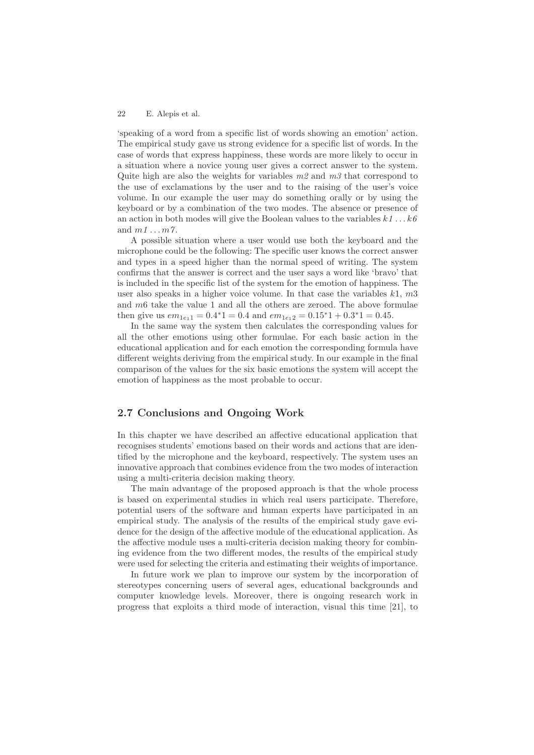'speaking of a word from a specific list of words showing an emotion' action. The empirical study gave us strong evidence for a specific list of words. In the case of words that express happiness, these words are more likely to occur in a situation where a novice young user gives a correct answer to the system. Quite high are also the weights for variables $m2$ and $m3$ that correspond to the use of exclamations by the user and to the raising of the user's voice volume. In our example the user may do something orally or by using the keyboard or by a combination of the two modes. The absence or presence of an action in both modes will give the Boolean values to the variables $k1 \ldots k6$ and $m1 \ldots m7$.

A possible situation where a user would use both the keyboard and the microphone could be the following: The specific user knows the correct answer and types in a speed higher than the normal speed of writing. The system confirms that the answer is correct and the user says a word like 'bravo' that is included in the specific list of the system for the emotion of happiness. The user also speaks in a higher voice volume. In that case the variables $k1$, $m3$ and $m6$ take the value 1 and all the others are zeroed. The above formulae then give us $em_{1_{e_1}1} = 0.4^{*}1 = 0.4$ and $em_{1_{e_1}2} = 0.15^{*}1 + 0.3^{*}1 = 0.45$.

In the same way the system then calculates the corresponding values for all the other emotions using other formulae. For each basic action in the educational application and for each emotion the corresponding formula have different weights deriving from the empirical study. In our example in the final comparison of the values for the six basic emotions the system will accept the emotion of happiness as the most probable to occur.

## 2.7 Conclusions and Ongoing Work

In this chapter we have described an affective educational application that recognises students' emotions based on their words and actions that are identified by the microphone and the keyboard, respectively. The system uses an innovative approach that combines evidence from the two modes of interaction using a multi-criteria decision making theory.

The main advantage of the proposed approach is that the whole process is based on experimental studies in which real users participate. Therefore, potential users of the software and human experts have participated in an empirical study. The analysis of the results of the empirical study gave evidence for the design of the affective module of the educational application. As the affective module uses a multi-criteria decision making theory for combining evidence from the two different modes, the results of the empirical study were used for selecting the criteria and estimating their weights of importance.

In future work we plan to improve our system by the incorporation of stereotypes concerning users of several ages, educational backgrounds and computer knowledge levels. Moreover, there is ongoing research work in progress that exploits a third mode of interaction, visual this time [21], to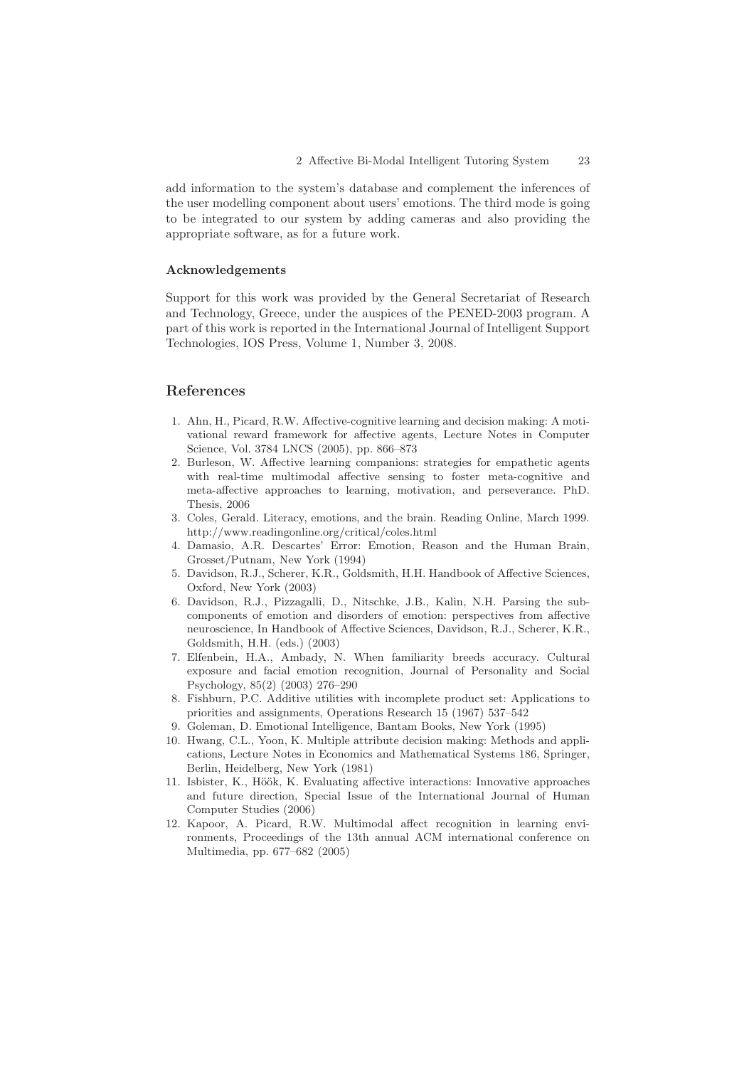add information to the system's database and complement the inferences of the user modelling component about users' emotions. The third mode is going to be integrated to our system by adding cameras and also providing the appropriate software, as for a future work.

### Acknowledgements

Support for this work was provided by the General Secretariat of Research and Technology, Greece, under the auspices of the PENED-2003 program. A part of this work is reported in the International Journal of Intelligent Support Technologies, IOS Press, Volume 1, Number 3, 2008.

## References

1. Ahn, H., Picard, R.W. Affective-cognitive learning and decision making: A motivational reward framework for affective agents, Lecture Notes in Computer Science, Vol. 3784 LNCS (2005), pp. 866–873
2. Burleson, W. Affective learning companions: strategies for empathetic agents with real-time multimodal affective sensing to foster meta-cognitive and meta-affective approaches to learning, motivation, and perseverance. PhD. Thesis, 2006
3. Coles, Gerald. Literacy, emotions, and the brain. Reading Online, March 1999. http://www.readingonline.org/critical/coles.html
4. Damasio, A.R. Descartes' Error: Emotion, Reason and the Human Brain, Grosset/Putnam, New York (1994)
5. Davidson, R.J., Scherer, K.R., Goldsmith, H.H. Handbook of Affective Sciences, Oxford, New York (2003)
6. Davidson, R.J., Pizzagalli, D., Nitschke, J.B., Kalin, N.H. Parsing the subcomponents of emotion and disorders of emotion: perspectives from affective neuroscience, In Handbook of Affective Sciences, Davidson, R.J., Scherer, K.R., Goldsmith, H.H. (eds.) (2003)
7. Elfenbein, H.A., Ambady, N. When familiarity breeds accuracy. Cultural exposure and facial emotion recognition, Journal of Personality and Social Psychology, 85(2) (2003) 276–290
8. Fishburn, P.C. Additive utilities with incomplete product set: Applications to priorities and assignments, Operations Research 15 (1967) 537–542
9. Goleman, D. Emotional Intelligence, Bantam Books, New York (1995)
10. Hwang, C.L., Yoon, K. Multiple attribute decision making: Methods and applications, Lecture Notes in Economics and Mathematical Systems 186, Springer, Berlin, Heidelberg, New York (1981)
11. Isbister, K., Höök, K. Evaluating affective interactions: Innovative approaches and future direction, Special Issue of the International Journal of Human Computer Studies (2006)
12. Kapoor, A. Picard, R.W. Multimodal affect recognition in learning environments, Proceedings of the 13th annual ACM international conference on Multimedia, pp. 677–682 (2005)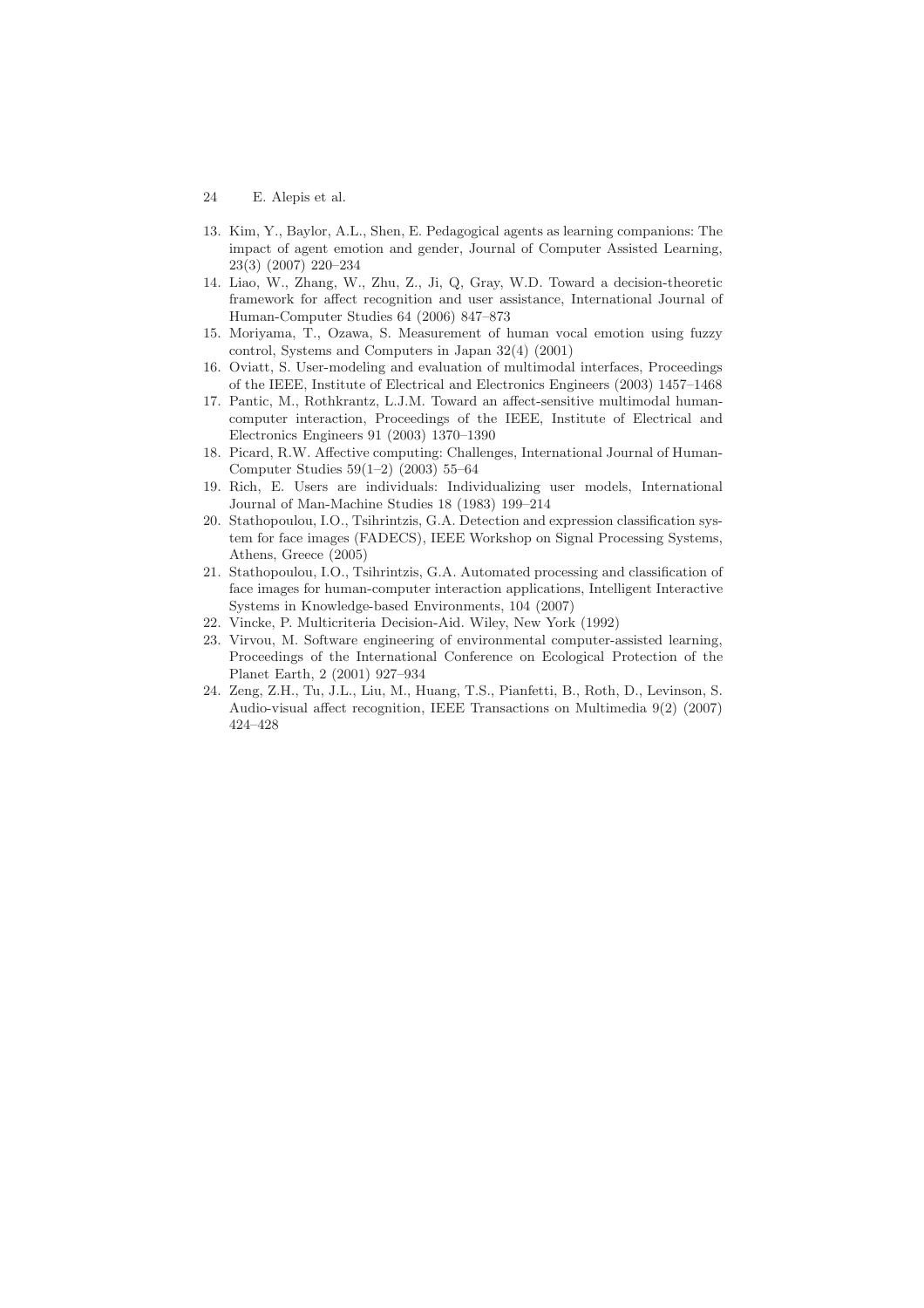13. Kim, Y., Baylor, A.L., Shen, E. Pedagogical agents as learning companions: The impact of agent emotion and gender, Journal of Computer Assisted Learning, 23(3) (2007) 220–234
14. Liao, W., Zhang, W., Zhu, Z., Ji, Q, Gray, W.D. Toward a decision-theoretic framework for affect recognition and user assistance, International Journal of Human-Computer Studies 64 (2006) 847–873
15. Moriyama, T., Ozawa, S. Measurement of human vocal emotion using fuzzy control, Systems and Computers in Japan 32(4) (2001)
16. Oviatt, S. User-modeling and evaluation of multimodal interfaces, Proceedings of the IEEE, Institute of Electrical and Electronics Engineers (2003) 1457–1468
17. Pantic, M., Rothkrantz, L.J.M. Toward an affect-sensitive multimodal human-computer interaction, Proceedings of the IEEE, Institute of Electrical and Electronics Engineers 91 (2003) 1370–1390
18. Picard, R.W. Affective computing: Challenges, International Journal of Human-Computer Studies 59(1–2) (2003) 55–64
19. Rich, E. Users are individuals: Individualizing user models, International Journal of Man-Machine Studies 18 (1983) 199–214
20. Stathopoulou, I.O., Tsihrintzis, G.A. Detection and expression classification system for face images (FADECS), IEEE Workshop on Signal Processing Systems, Athens, Greece (2005)
21. Stathopoulou, I.O., Tsihrintzis, G.A. Automated processing and classification of face images for human-computer interaction applications, Intelligent Interactive Systems in Knowledge-based Environments, 104 (2007)
22. Vincke, P. Multicriteria Decision-Aid. Wiley, New York (1992)
23. Virvou, M. Software engineering of environmental computer-assisted learning, Proceedings of the International Conference on Ecological Protection of the Planet Earth, 2 (2001) 927–934
24. Zeng, Z.H., Tu, J.L., Liu, M., Huang, T.S., Pianfetti, B., Roth, D., Levinson, S. Audio-visual affect recognition, IEEE Transactions on Multimedia 9(2) (2007) 424–428